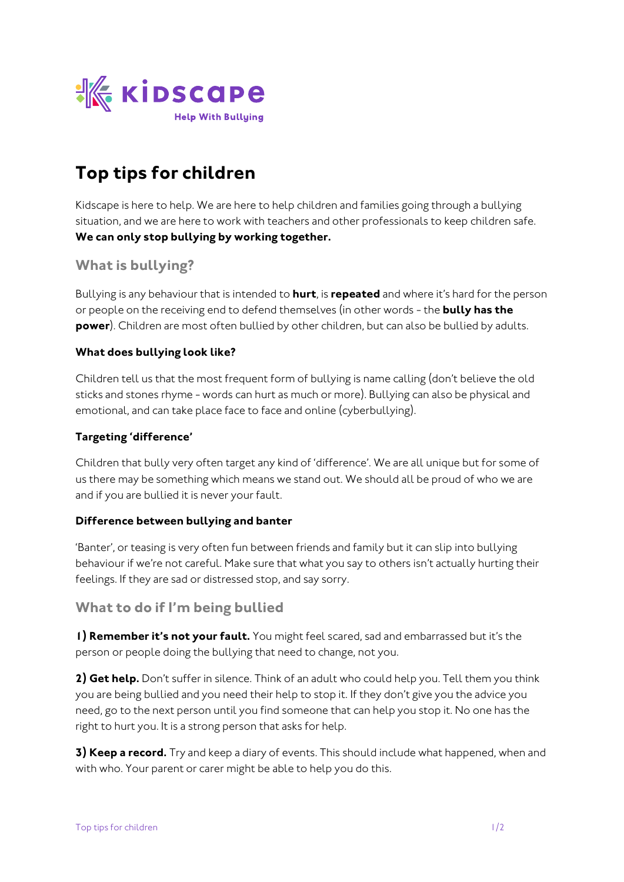Kidscape
Help With Bullying

# Top tips for children

Kidscape is here to help. We are here to help children and families going through a bullying situation, and we are here to work with teachers and other professionals to keep children safe. **We can only stop bullying by working together.**

## What is bullying?

Bullying is any behaviour that is intended to **hurt**, is **repeated** and where it's hard for the person or people on the receiving end to defend themselves (in other words - the **bully has the power**). Children are most often bullied by other children, but can also be bullied by adults.

### What does bullying look like?

Children tell us that the most frequent form of bullying is name calling (don't believe the old sticks and stones rhyme - words can hurt as much or more). Bullying can also be physical and emotional, and can take place face to face and online (cyberbullying).

### Targeting 'difference'

Children that bully very often target any kind of 'difference'. We are all unique but for some of us there may be something which means we stand out. We should all be proud of who we are and if you are bullied it is never your fault.

### Difference between bullying and banter

'Banter', or teasing is very often fun between friends and family but it can slip into bullying behaviour if we're not careful. Make sure that what you say to others isn't actually hurting their feelings. If they are sad or distressed stop, and say sorry.

## What to do if I'm being bullied

**1) Remember it's not your fault.** You might feel scared, sad and embarrassed but it's the person or people doing the bullying that need to change, not you.

**2) Get help.** Don't suffer in silence. Think of an adult who could help you. Tell them you think you are being bullied and you need their help to stop it. If they don't give you the advice you need, go to the next person until you find someone that can help you stop it. No one has the right to hurt you. It is a strong person that asks for help.

**3) Keep a record.** Try and keep a diary of events. This should include what happened, when and with who. Your parent or carer might be able to help you do this.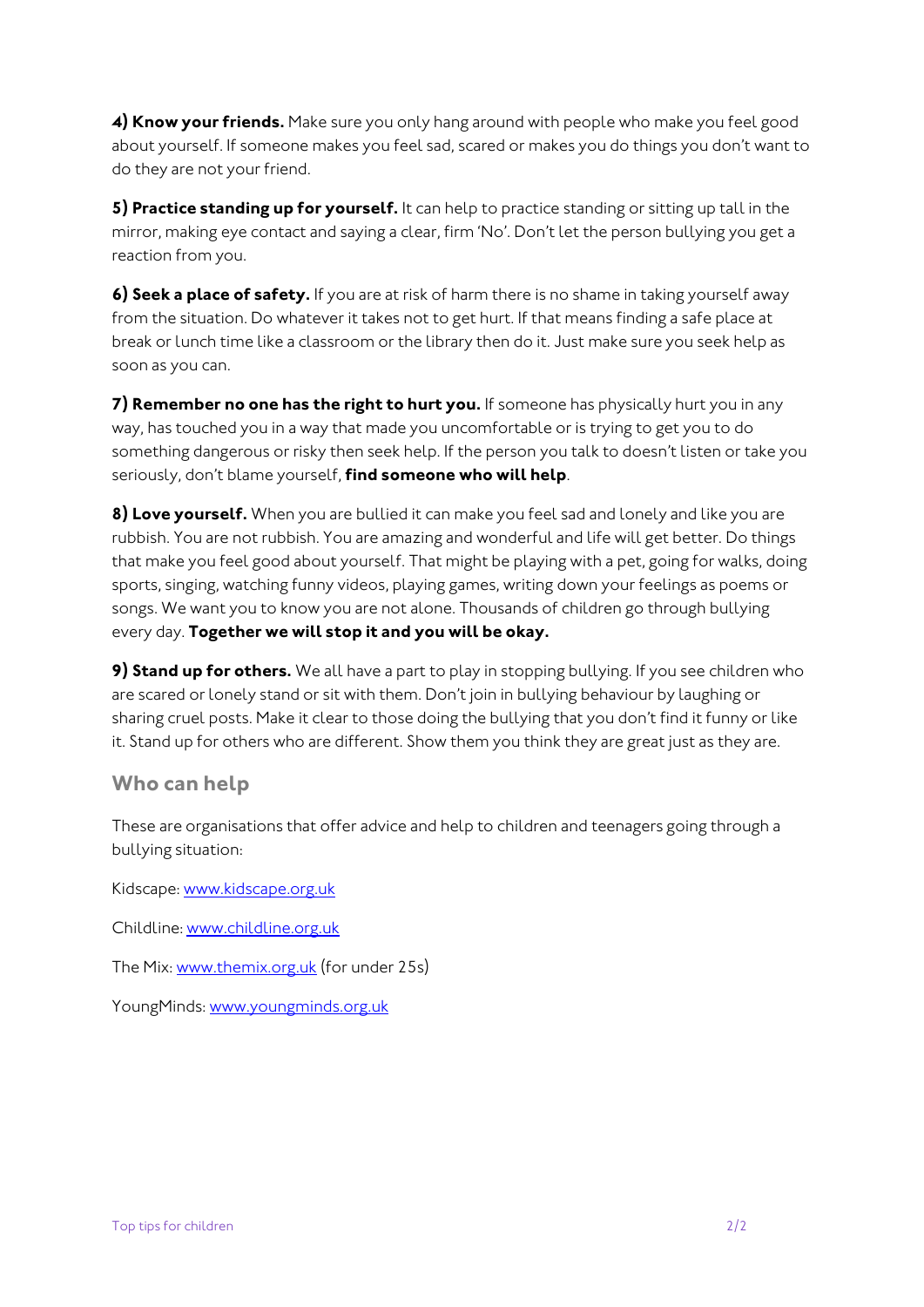**4) Know your friends.** Make sure you only hang around with people who make you feel good about yourself. If someone makes you feel sad, scared or makes you do things you don't want to do they are not your friend.

**5) Practice standing up for yourself.** It can help to practice standing or sitting up tall in the mirror, making eye contact and saying a clear, firm 'No'. Don't let the person bullying you get a reaction from you.

**6) Seek a place of safety.** If you are at risk of harm there is no shame in taking yourself away from the situation. Do whatever it takes not to get hurt. If that means finding a safe place at break or lunch time like a classroom or the library then do it. Just make sure you seek help as soon as you can.

**7) Remember no one has the right to hurt you.** If someone has physically hurt you in any way, has touched you in a way that made you uncomfortable or is trying to get you to do something dangerous or risky then seek help. If the person you talk to doesn't listen or take you seriously, don't blame yourself, **find someone who will help**.

**8) Love yourself.** When you are bullied it can make you feel sad and lonely and like you are rubbish. You are not rubbish. You are amazing and wonderful and life will get better. Do things that make you feel good about yourself. That might be playing with a pet, going for walks, doing sports, singing, watching funny videos, playing games, writing down your feelings as poems or songs. We want you to know you are not alone. Thousands of children go through bullying every day. **Together we will stop it and you will be okay.**

**9) Stand up for others.** We all have a part to play in stopping bullying. If you see children who are scared or lonely stand or sit with them. Don't join in bullying behaviour by laughing or sharing cruel posts. Make it clear to those doing the bullying that you don't find it funny or like it. Stand up for others who are different. Show them you think they are great just as they are.

## Who can help

These are organisations that offer advice and help to children and teenagers going through a bullying situation:

Kidscape: www.kidscape.org.uk

Childline: www.childline.org.uk

The Mix: www.themix.org.uk (for under 25s)

YoungMinds: www.youngminds.org.uk